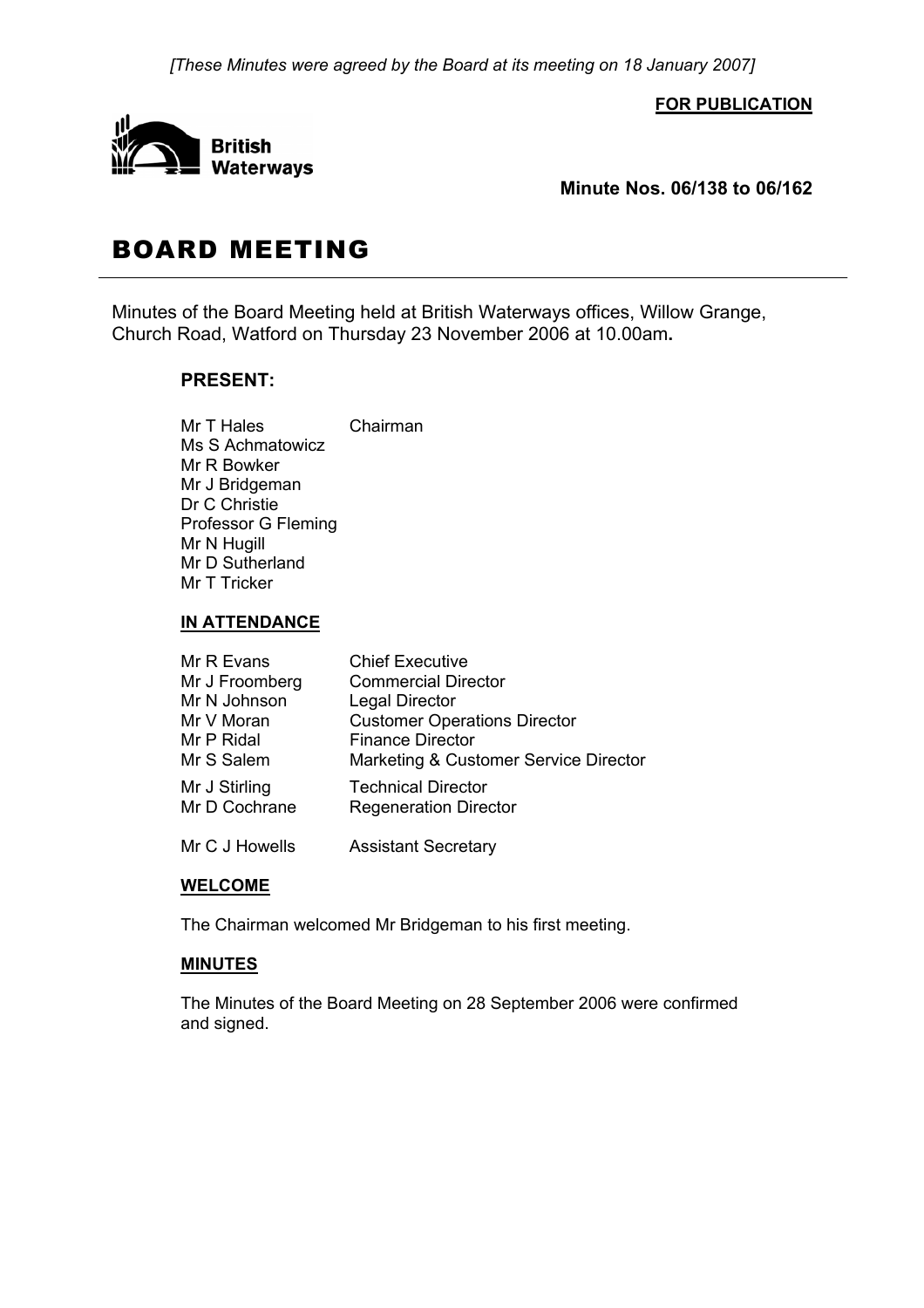*[These Minutes were agreed by the Board at its meeting on 18 January 2007]*

**FOR PUBLICATION**

British Waterways

**Minute Nos. 06/138 to 06/162**

# BOARD MEETING

Minutes of the Board Meeting held at British Waterways offices, Willow Grange, Church Road, Watford on Thursday 23 November 2006 at 10.00am**.**

## PRESENT:

| | |
|---|---|
| Mr T Hales | Chairman |
| Ms S Achmatowicz | |
| Mr R Bowker | |
| Mr J Bridgeman | |
| Dr C Christie | |
| Professor G Fleming | |
| Mr N Hugill | |
| Mr D Sutherland | |
| Mr T Tricker | |

### IN ATTENDANCE

| | |
|---|---|
| Mr R Evans | Chief Executive |
| Mr J Froomberg | Commercial Director |
| Mr N Johnson | Legal Director |
| Mr V Moran | Customer Operations Director |
| Mr P Ridal | Finance Director |
| Mr S Salem | Marketing & Customer Service Director |
| Mr J Stirling | Technical Director |
| Mr D Cochrane | Regeneration Director |
| Mr C J Howells | Assistant Secretary |

### WELCOME

The Chairman welcomed Mr Bridgeman to his first meeting.

### MINUTES

The Minutes of the Board Meeting on 28 September 2006 were confirmed and signed.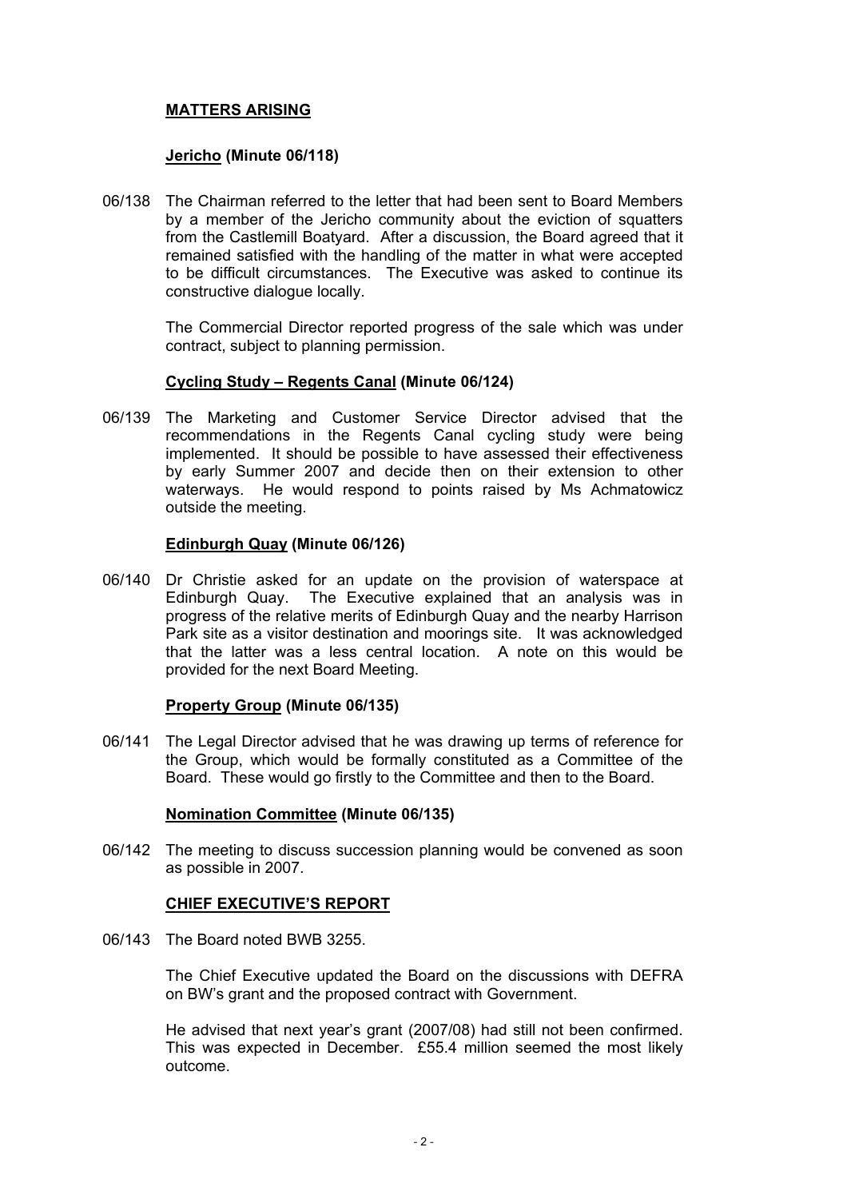## MATTERS ARISING

### Jericho (Minute 06/118)

06/138 The Chairman referred to the letter that had been sent to Board Members by a member of the Jericho community about the eviction of squatters from the Castlemill Boatyard. After a discussion, the Board agreed that it remained satisfied with the handling of the matter in what were accepted to be difficult circumstances. The Executive was asked to continue its constructive dialogue locally.

The Commercial Director reported progress of the sale which was under contract, subject to planning permission.

### Cycling Study – Regents Canal (Minute 06/124)

06/139 The Marketing and Customer Service Director advised that the recommendations in the Regents Canal cycling study were being implemented. It should be possible to have assessed their effectiveness by early Summer 2007 and decide then on their extension to other waterways. He would respond to points raised by Ms Achmatowicz outside the meeting.

### Edinburgh Quay (Minute 06/126)

06/140 Dr Christie asked for an update on the provision of waterspace at Edinburgh Quay. The Executive explained that an analysis was in progress of the relative merits of Edinburgh Quay and the nearby Harrison Park site as a visitor destination and moorings site. It was acknowledged that the latter was a less central location. A note on this would be provided for the next Board Meeting.

### Property Group (Minute 06/135)

06/141 The Legal Director advised that he was drawing up terms of reference for the Group, which would be formally constituted as a Committee of the Board. These would go firstly to the Committee and then to the Board.

### Nomination Committee (Minute 06/135)

06/142 The meeting to discuss succession planning would be convened as soon as possible in 2007.

## CHIEF EXECUTIVE'S REPORT

06/143 The Board noted BWB 3255.

The Chief Executive updated the Board on the discussions with DEFRA on BW's grant and the proposed contract with Government.

He advised that next year's grant (2007/08) had still not been confirmed. This was expected in December. £55.4 million seemed the most likely outcome.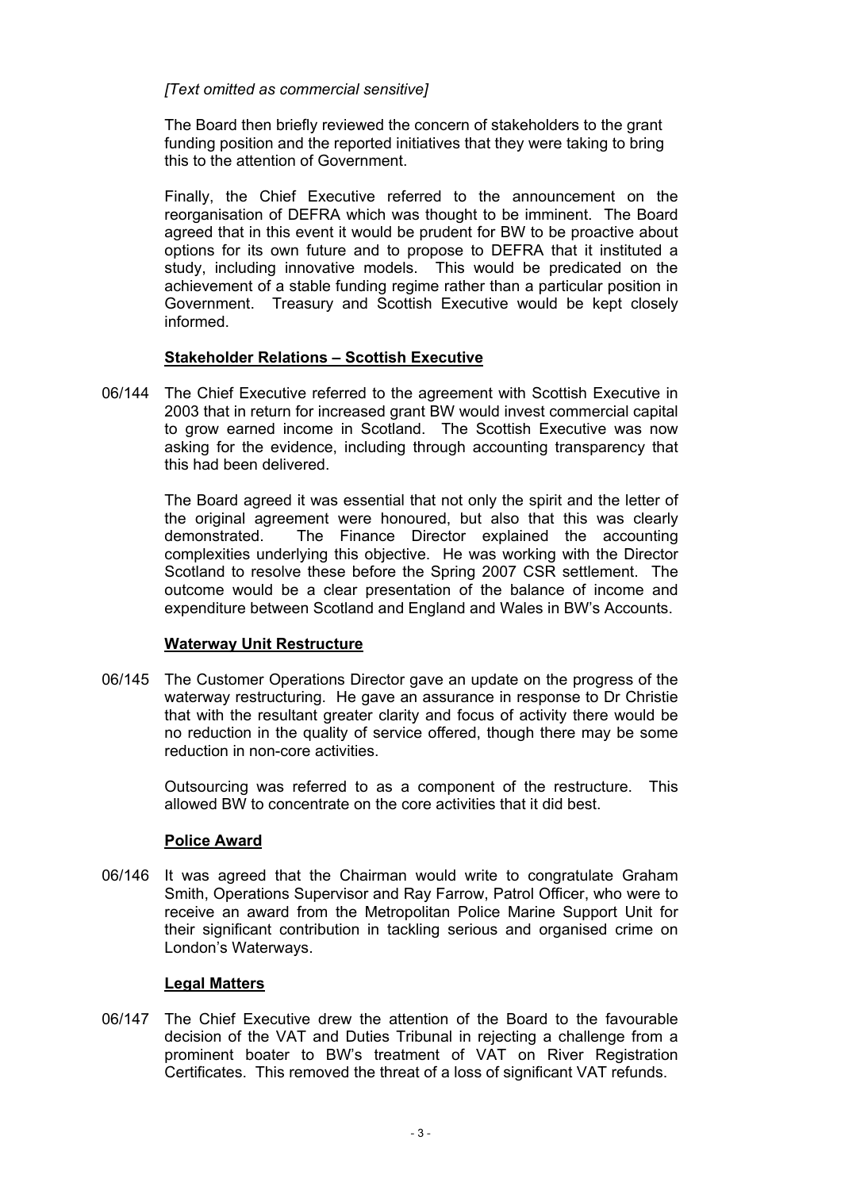*[Text omitted as commercial sensitive]*

The Board then briefly reviewed the concern of stakeholders to the grant funding position and the reported initiatives that they were taking to bring this to the attention of Government.

Finally, the Chief Executive referred to the announcement on the reorganisation of DEFRA which was thought to be imminent. The Board agreed that in this event it would be prudent for BW to be proactive about options for its own future and to propose to DEFRA that it instituted a study, including innovative models. This would be predicated on the achievement of a stable funding regime rather than a particular position in Government. Treasury and Scottish Executive would be kept closely informed.

**Stakeholder Relations – Scottish Executive**

06/144 The Chief Executive referred to the agreement with Scottish Executive in 2003 that in return for increased grant BW would invest commercial capital to grow earned income in Scotland. The Scottish Executive was now asking for the evidence, including through accounting transparency that this had been delivered.

The Board agreed it was essential that not only the spirit and the letter of the original agreement were honoured, but also that this was clearly demonstrated. The Finance Director explained the accounting complexities underlying this objective. He was working with the Director Scotland to resolve these before the Spring 2007 CSR settlement. The outcome would be a clear presentation of the balance of income and expenditure between Scotland and England and Wales in BW's Accounts.

**Waterway Unit Restructure**

06/145 The Customer Operations Director gave an update on the progress of the waterway restructuring. He gave an assurance in response to Dr Christie that with the resultant greater clarity and focus of activity there would be no reduction in the quality of service offered, though there may be some reduction in non-core activities.

Outsourcing was referred to as a component of the restructure. This allowed BW to concentrate on the core activities that it did best.

**Police Award**

06/146 It was agreed that the Chairman would write to congratulate Graham Smith, Operations Supervisor and Ray Farrow, Patrol Officer, who were to receive an award from the Metropolitan Police Marine Support Unit for their significant contribution in tackling serious and organised crime on London's Waterways.

**Legal Matters**

06/147 The Chief Executive drew the attention of the Board to the favourable decision of the VAT and Duties Tribunal in rejecting a challenge from a prominent boater to BW's treatment of VAT on River Registration Certificates. This removed the threat of a loss of significant VAT refunds.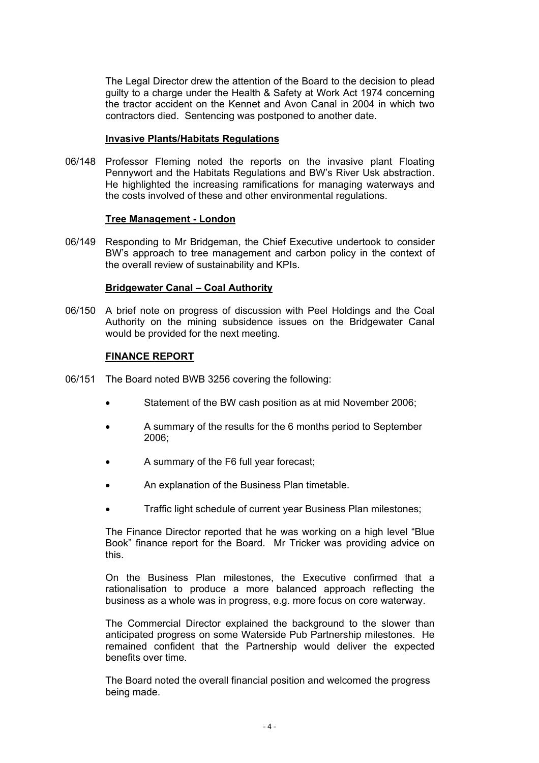The Legal Director drew the attention of the Board to the decision to plead guilty to a charge under the Health & Safety at Work Act 1974 concerning the tractor accident on the Kennet and Avon Canal in 2004 in which two contractors died. Sentencing was postponed to another date.

**Invasive Plants/Habitats Regulations**

06/148 Professor Fleming noted the reports on the invasive plant Floating Pennywort and the Habitats Regulations and BW's River Usk abstraction. He highlighted the increasing ramifications for managing waterways and the costs involved of these and other environmental regulations.

**Tree Management - London**

06/149 Responding to Mr Bridgeman, the Chief Executive undertook to consider BW's approach to tree management and carbon policy in the context of the overall review of sustainability and KPIs.

**Bridgewater Canal – Coal Authority**

06/150 A brief note on progress of discussion with Peel Holdings and the Coal Authority on the mining subsidence issues on the Bridgewater Canal would be provided for the next meeting.

**FINANCE REPORT**

06/151 The Board noted BWB 3256 covering the following:

- Statement of the BW cash position as at mid November 2006;
- A summary of the results for the 6 months period to September 2006;
- A summary of the F6 full year forecast;
- An explanation of the Business Plan timetable.
- Traffic light schedule of current year Business Plan milestones;

The Finance Director reported that he was working on a high level "Blue Book" finance report for the Board. Mr Tricker was providing advice on this.

On the Business Plan milestones, the Executive confirmed that a rationalisation to produce a more balanced approach reflecting the business as a whole was in progress, e.g. more focus on core waterway.

The Commercial Director explained the background to the slower than anticipated progress on some Waterside Pub Partnership milestones. He remained confident that the Partnership would deliver the expected benefits over time.

The Board noted the overall financial position and welcomed the progress being made.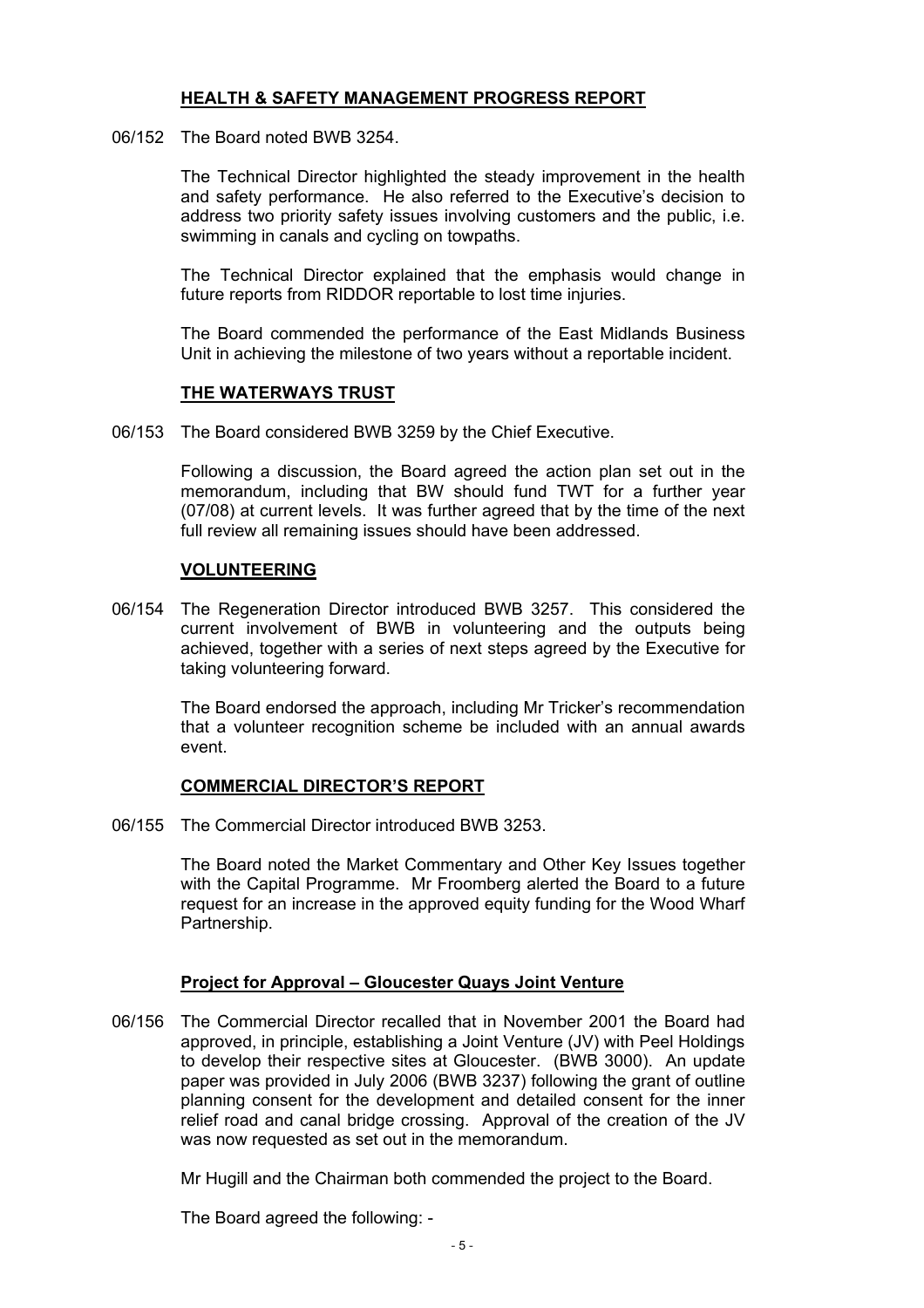## HEALTH & SAFETY MANAGEMENT PROGRESS REPORT

06/152 The Board noted BWB 3254.

The Technical Director highlighted the steady improvement in the health and safety performance. He also referred to the Executive's decision to address two priority safety issues involving customers and the public, i.e. swimming in canals and cycling on towpaths.

The Technical Director explained that the emphasis would change in future reports from RIDDOR reportable to lost time injuries.

The Board commended the performance of the East Midlands Business Unit in achieving the milestone of two years without a reportable incident.

## THE WATERWAYS TRUST

06/153 The Board considered BWB 3259 by the Chief Executive.

Following a discussion, the Board agreed the action plan set out in the memorandum, including that BW should fund TWT for a further year (07/08) at current levels. It was further agreed that by the time of the next full review all remaining issues should have been addressed.

## VOLUNTEERING

06/154 The Regeneration Director introduced BWB 3257. This considered the current involvement of BWB in volunteering and the outputs being achieved, together with a series of next steps agreed by the Executive for taking volunteering forward.

The Board endorsed the approach, including Mr Tricker's recommendation that a volunteer recognition scheme be included with an annual awards event.

## COMMERCIAL DIRECTOR'S REPORT

06/155 The Commercial Director introduced BWB 3253.

The Board noted the Market Commentary and Other Key Issues together with the Capital Programme. Mr Froomberg alerted the Board to a future request for an increase in the approved equity funding for the Wood Wharf Partnership.

### Project for Approval – Gloucester Quays Joint Venture

06/156 The Commercial Director recalled that in November 2001 the Board had approved, in principle, establishing a Joint Venture (JV) with Peel Holdings to develop their respective sites at Gloucester. (BWB 3000). An update paper was provided in July 2006 (BWB 3237) following the grant of outline planning consent for the development and detailed consent for the inner relief road and canal bridge crossing. Approval of the creation of the JV was now requested as set out in the memorandum.

Mr Hugill and the Chairman both commended the project to the Board.

The Board agreed the following: -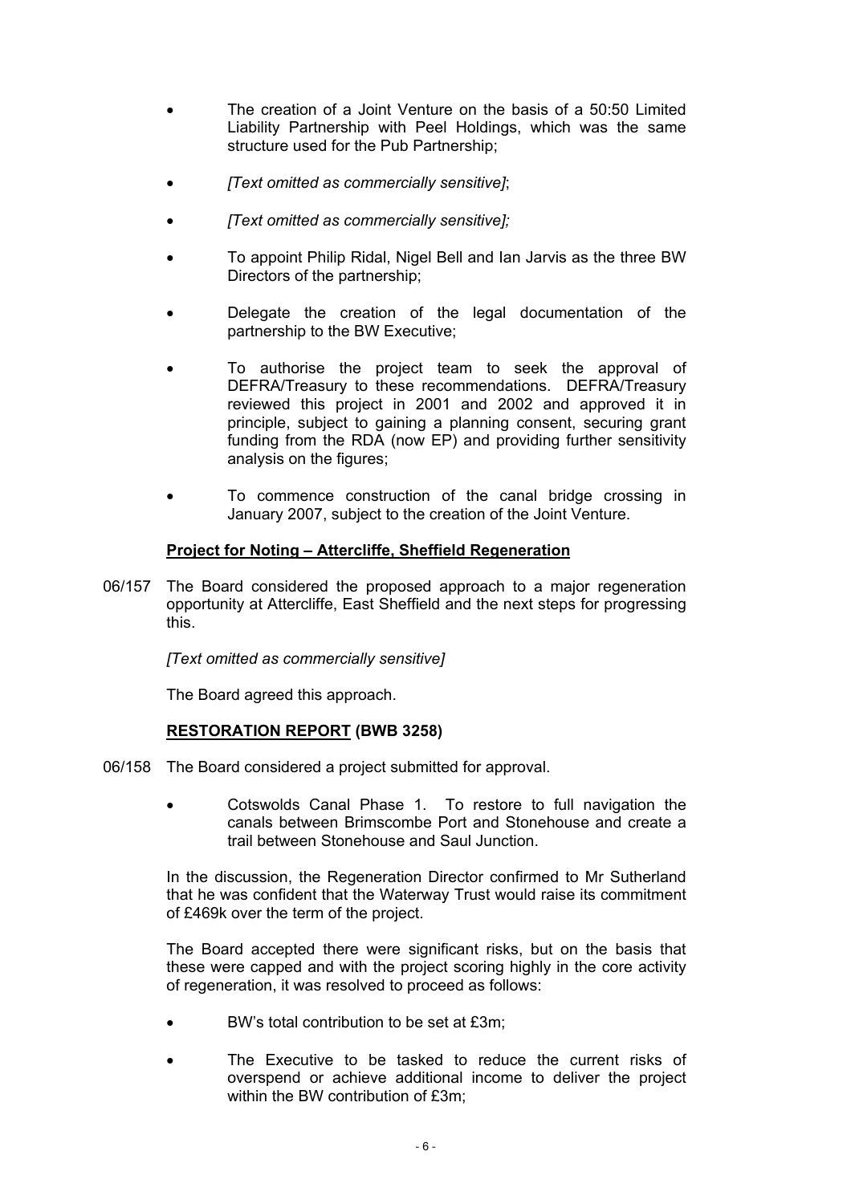- The creation of a Joint Venture on the basis of a 50:50 Limited Liability Partnership with Peel Holdings, which was the same structure used for the Pub Partnership;
- *[Text omitted as commercially sensitive]*;
- *[Text omitted as commercially sensitive];*
- To appoint Philip Ridal, Nigel Bell and Ian Jarvis as the three BW Directors of the partnership;
- Delegate the creation of the legal documentation of the partnership to the BW Executive;
- To authorise the project team to seek the approval of DEFRA/Treasury to these recommendations. DEFRA/Treasury reviewed this project in 2001 and 2002 and approved it in principle, subject to gaining a planning consent, securing grant funding from the RDA (now EP) and providing further sensitivity analysis on the figures;
- To commence construction of the canal bridge crossing in January 2007, subject to the creation of the Joint Venture.

**Project for Noting – Attercliffe, Sheffield Regeneration**

06/157 The Board considered the proposed approach to a major regeneration opportunity at Attercliffe, East Sheffield and the next steps for progressing this.

*[Text omitted as commercially sensitive]*

The Board agreed this approach.

**RESTORATION REPORT (BWB 3258)**

06/158 The Board considered a project submitted for approval.

- Cotswolds Canal Phase 1. To restore to full navigation the canals between Brimscombe Port and Stonehouse and create a trail between Stonehouse and Saul Junction.

In the discussion, the Regeneration Director confirmed to Mr Sutherland that he was confident that the Waterway Trust would raise its commitment of £469k over the term of the project.

The Board accepted there were significant risks, but on the basis that these were capped and with the project scoring highly in the core activity of regeneration, it was resolved to proceed as follows:

- BW's total contribution to be set at £3m;
- The Executive to be tasked to reduce the current risks of overspend or achieve additional income to deliver the project within the BW contribution of £3m;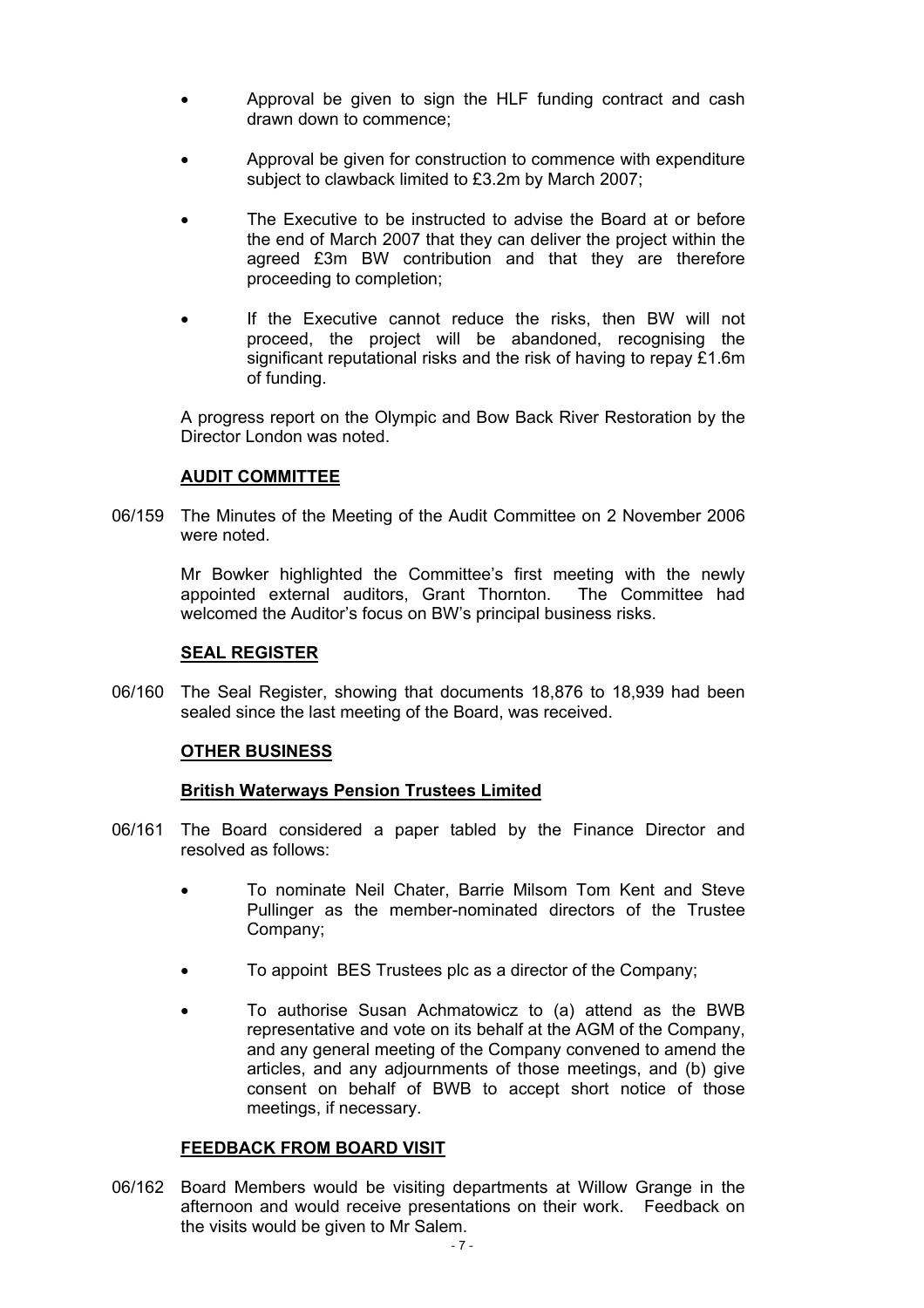- Approval be given to sign the HLF funding contract and cash drawn down to commence;
- Approval be given for construction to commence with expenditure subject to clawback limited to £3.2m by March 2007;
- The Executive to be instructed to advise the Board at or before the end of March 2007 that they can deliver the project within the agreed £3m BW contribution and that they are therefore proceeding to completion;
- If the Executive cannot reduce the risks, then BW will not proceed, the project will be abandoned, recognising the significant reputational risks and the risk of having to repay £1.6m of funding.

A progress report on the Olympic and Bow Back River Restoration by the Director London was noted.

**AUDIT COMMITTEE**

06/159 The Minutes of the Meeting of the Audit Committee on 2 November 2006 were noted.

Mr Bowker highlighted the Committee's first meeting with the newly appointed external auditors, Grant Thornton. The Committee had welcomed the Auditor's focus on BW's principal business risks.

**SEAL REGISTER**

06/160 The Seal Register, showing that documents 18,876 to 18,939 had been sealed since the last meeting of the Board, was received.

**OTHER BUSINESS**

**British Waterways Pension Trustees Limited**

06/161 The Board considered a paper tabled by the Finance Director and resolved as follows:

- To nominate Neil Chater, Barrie Milsom Tom Kent and Steve Pullinger as the member-nominated directors of the Trustee Company;
- To appoint BES Trustees plc as a director of the Company;
- To authorise Susan Achmatowicz to (a) attend as the BWB representative and vote on its behalf at the AGM of the Company, and any general meeting of the Company convened to amend the articles, and any adjournments of those meetings, and (b) give consent on behalf of BWB to accept short notice of those meetings, if necessary.

**FEEDBACK FROM BOARD VISIT**

06/162 Board Members would be visiting departments at Willow Grange in the afternoon and would receive presentations on their work. Feedback on the visits would be given to Mr Salem.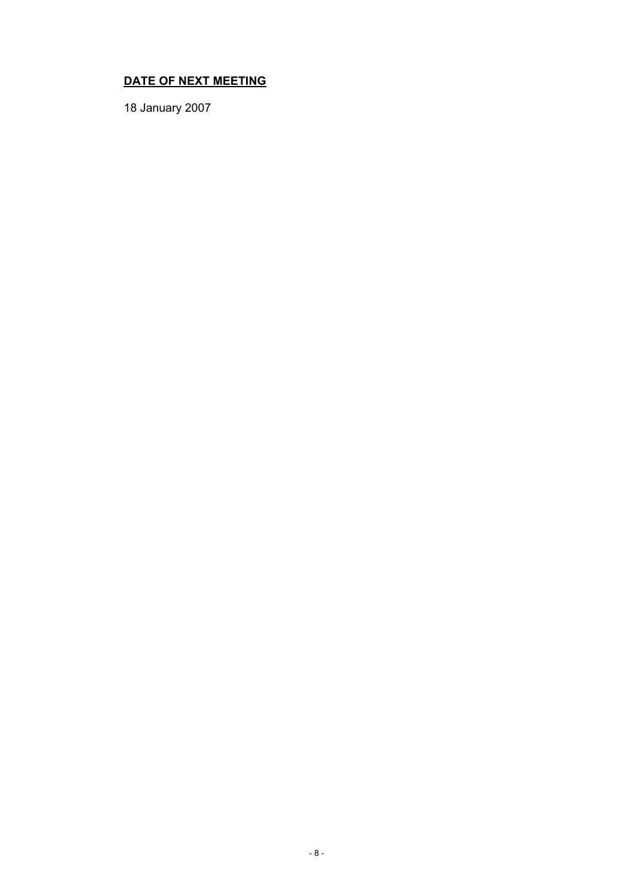## **DATE OF NEXT MEETING**

18 January 2007